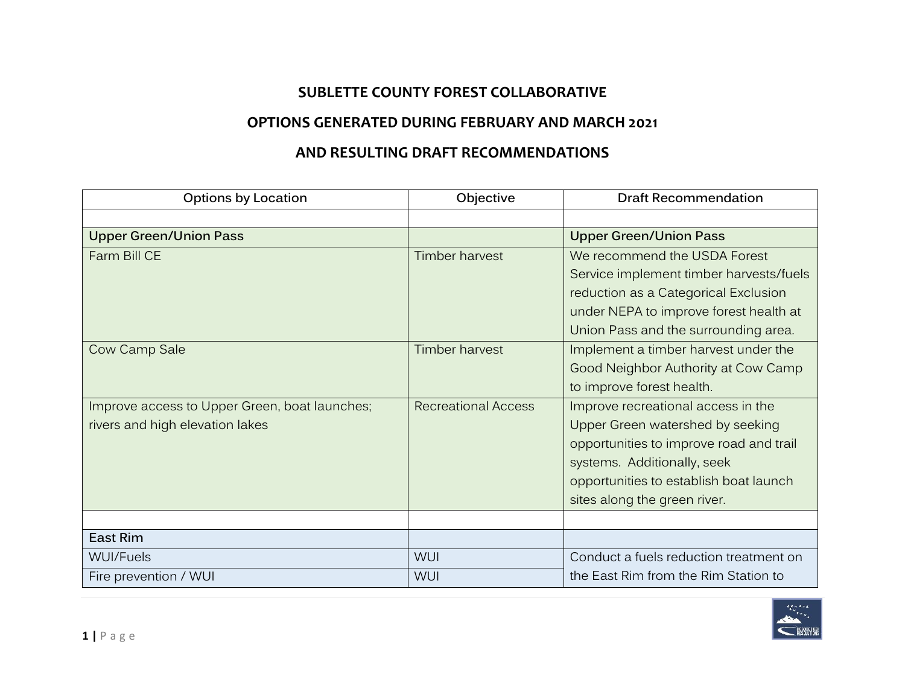# SUBLETTE COUNTY FOREST COLLABORATIVE

## OPTIONS GENERATED DURING FEBRUARY AND MARCH 2021

## AND RESULTING DRAFT RECOMMENDATIONS

| Options by Location | Objective | Draft Recommendation |
|---|---|---|
| | | |
| **Upper Green/Union Pass** | | **Upper Green/Union Pass** |
| Farm Bill CE | Timber harvest | We recommend the USDA Forest Service implement timber harvests/fuels reduction as a Categorical Exclusion under NEPA to improve forest health at Union Pass and the surrounding area. |
| Cow Camp Sale | Timber harvest | Implement a timber harvest under the Good Neighbor Authority at Cow Camp to improve forest health. |
| Improve access to Upper Green, boat launches; rivers and high elevation lakes | Recreational Access | Improve recreational access in the Upper Green watershed by seeking opportunities to improve road and trail systems. Additionally, seek opportunities to establish boat launch sites along the green river. |
| | | |
| **East Rim** | | |
| WUI/Fuels | WUI | Conduct a fuels reduction treatment on the East Rim from the Rim Station to |
| Fire prevention / WUI | WUI | |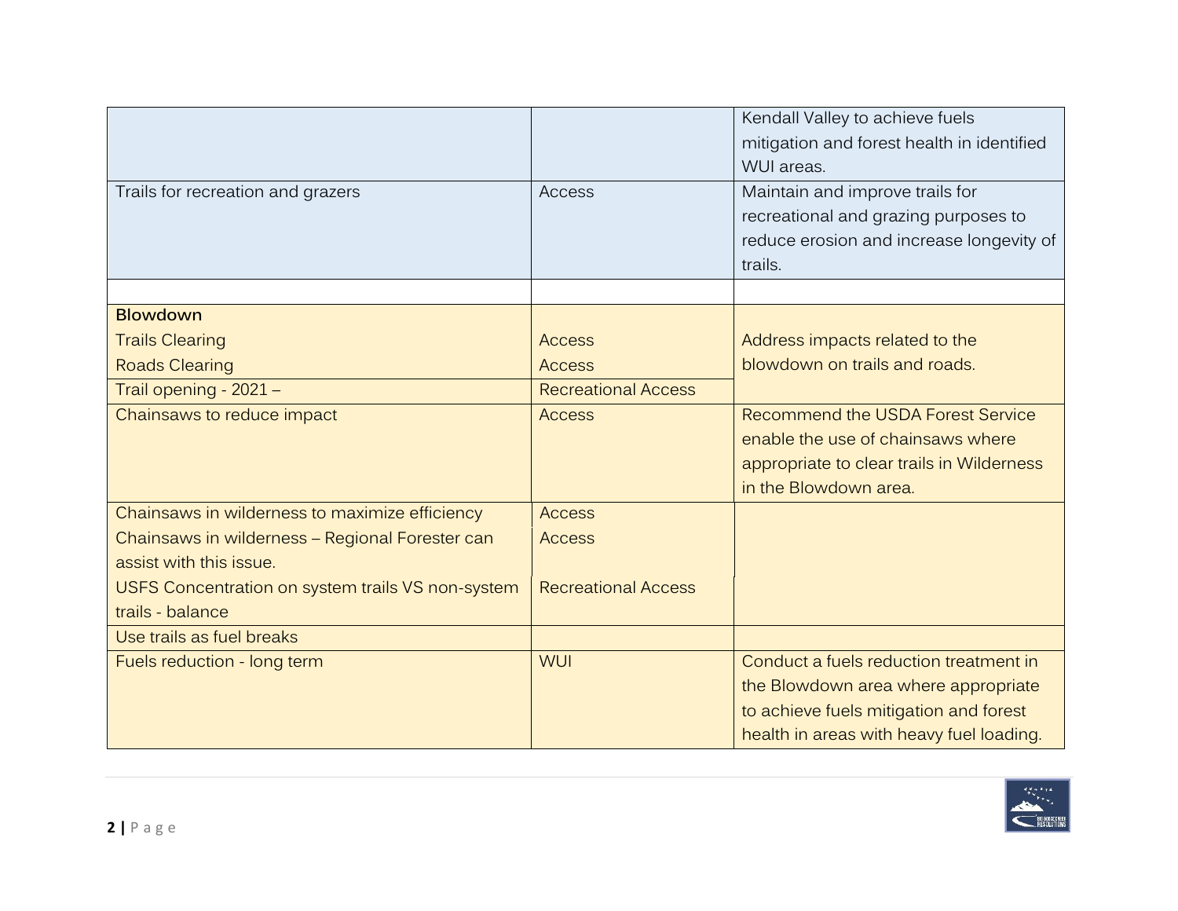| | | |
|---|---|---|
| | | Kendall Valley to achieve fuels mitigation and forest health in identified WUI areas. |
| Trails for recreation and grazers | Access | Maintain and improve trails for recreational and grazing purposes to reduce erosion and increase longevity of trails. |
| | | |
| **Blowdown**<br>Trails Clearing<br>Roads Clearing | <br>Access<br>Access | Address impacts related to the blowdown on trails and roads. |
| Trail opening - 2021 – | Recreational Access | |
| Chainsaws to reduce impact | Access | Recommend the USDA Forest Service enable the use of chainsaws where appropriate to clear trails in Wilderness in the Blowdown area. |
| Chainsaws in wilderness to maximize efficiency<br>Chainsaws in wilderness – Regional Forester can assist with this issue.<br>USFS Concentration on system trails VS non-system trails - balance | Access<br>Access<br><br>Recreational Access | |
| Use trails as fuel breaks | | |
| Fuels reduction - long term | WUI | Conduct a fuels reduction treatment in the Blowdown area where appropriate to achieve fuels mitigation and forest health in areas with heavy fuel loading. |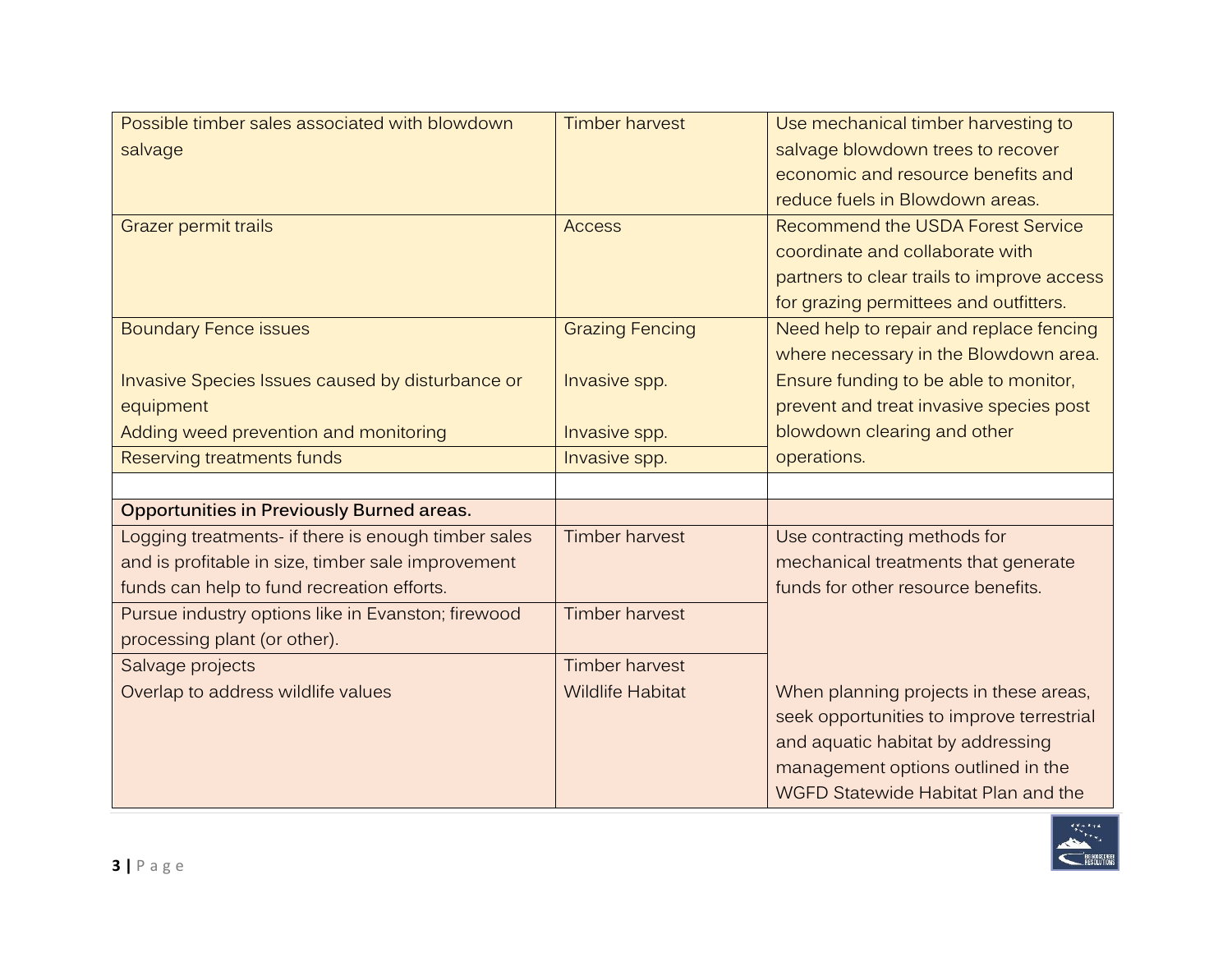| | | |
|---|---|---|
| Possible timber sales associated with blowdown salvage | Timber harvest | Use mechanical timber harvesting to salvage blowdown trees to recover economic and resource benefits and reduce fuels in Blowdown areas. |
| Grazer permit trails | Access | Recommend the USDA Forest Service coordinate and collaborate with partners to clear trails to improve access for grazing permittees and outfitters. |
| Boundary Fence issues<br><br>Invasive Species Issues caused by disturbance or equipment<br>Adding weed prevention and monitoring | Grazing Fencing<br><br>Invasive spp.<br><br>Invasive spp. | Need help to repair and replace fencing where necessary in the Blowdown area. Ensure funding to be able to monitor, prevent and treat invasive species post blowdown clearing and other operations. |
| Reserving treatments funds | Invasive spp. | |
| | | |
| **Opportunities in Previously Burned areas.** | | |
| Logging treatments- if there is enough timber sales and is profitable in size, timber sale improvement funds can help to fund recreation efforts. | Timber harvest | Use contracting methods for mechanical treatments that generate funds for other resource benefits. |
| Pursue industry options like in Evanston; firewood processing plant (or other). | Timber harvest | |
| Salvage projects<br>Overlap to address wildlife values | Timber harvest<br>Wildlife Habitat | When planning projects in these areas, seek opportunities to improve terrestrial and aquatic habitat by addressing management options outlined in the WGFD Statewide Habitat Plan and the |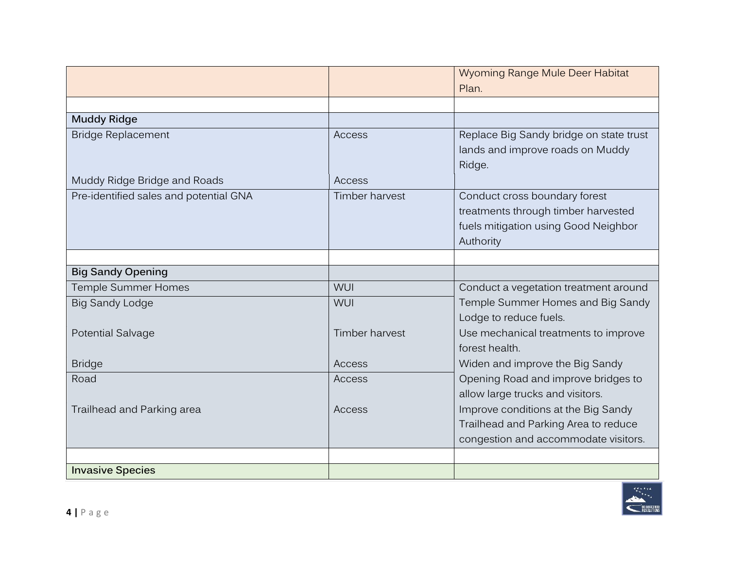| | | |
|---|---|---|
| | | Wyoming Range Mule Deer Habitat Plan. |
| | | |
| **Muddy Ridge** | | |
| Bridge Replacement | Access | Replace Big Sandy bridge on state trust lands and improve roads on Muddy Ridge. |
| Muddy Ridge Bridge and Roads | Access | |
| Pre-identified sales and potential GNA | Timber harvest | Conduct cross boundary forest treatments through timber harvested fuels mitigation using Good Neighbor Authority |
| | | |
| **Big Sandy Opening** | | |
| Temple Summer Homes | WUI | Conduct a vegetation treatment around Temple Summer Homes and Big Sandy Lodge to reduce fuels. |
| Big Sandy Lodge | WUI | |
| Potential Salvage | Timber harvest | Use mechanical treatments to improve forest health. |
| Bridge | Access | Widen and improve the Big Sandy Opening Road and improve bridges to allow large trucks and visitors. |
| Road | Access | |
| Trailhead and Parking area | Access | Improve conditions at the Big Sandy Trailhead and Parking Area to reduce congestion and accommodate visitors. |
| | | |
| **Invasive Species** | | |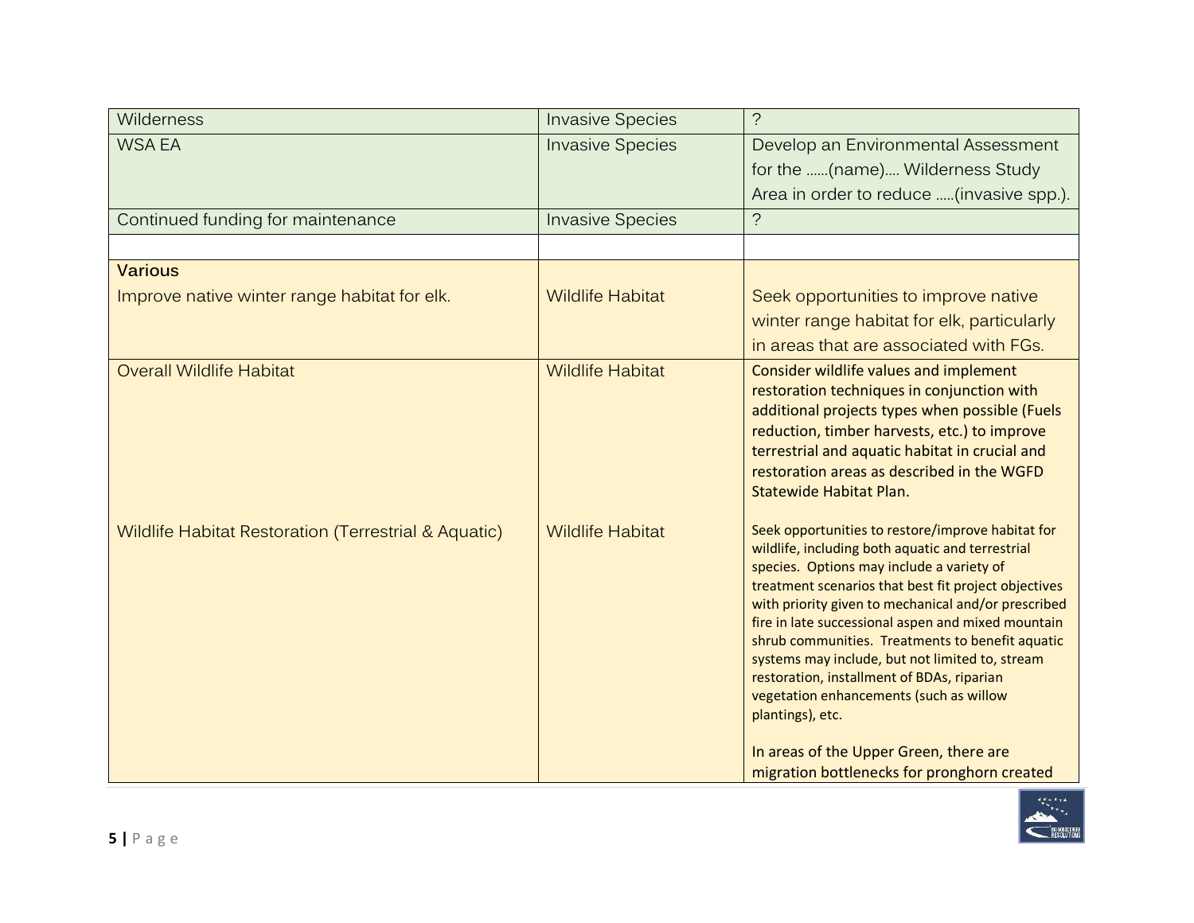| | | |
|---|---|---|
| Wilderness | Invasive Species | ? |
| WSA EA | Invasive Species | Develop an Environmental Assessment for the ……(name)…. Wilderness Study Area in order to reduce …..(invasive spp.). |
| Continued funding for maintenance | Invasive Species | ? |
| | | |
| **Various**<br>Improve native winter range habitat for elk. | Wildlife Habitat | Seek opportunities to improve native winter range habitat for elk, particularly in areas that are associated with FGs. |
| Overall Wildlife Habitat<br><br>Wildlife Habitat Restoration (Terrestrial & Aquatic) | Wildlife Habitat<br><br>Wildlife Habitat | Consider wildlife values and implement restoration techniques in conjunction with additional projects types when possible (Fuels reduction, timber harvests, etc.) to improve terrestrial and aquatic habitat in crucial and restoration areas as described in the WGFD Statewide Habitat Plan.<br><br>Seek opportunities to restore/improve habitat for wildlife, including both aquatic and terrestrial species. Options may include a variety of treatment scenarios that best fit project objectives with priority given to mechanical and/or prescribed fire in late successional aspen and mixed mountain shrub communities. Treatments to benefit aquatic systems may include, but not limited to, stream restoration, installment of BDAs, riparian vegetation enhancements (such as willow plantings), etc.<br><br>In areas of the Upper Green, there are migration bottlenecks for pronghorn created |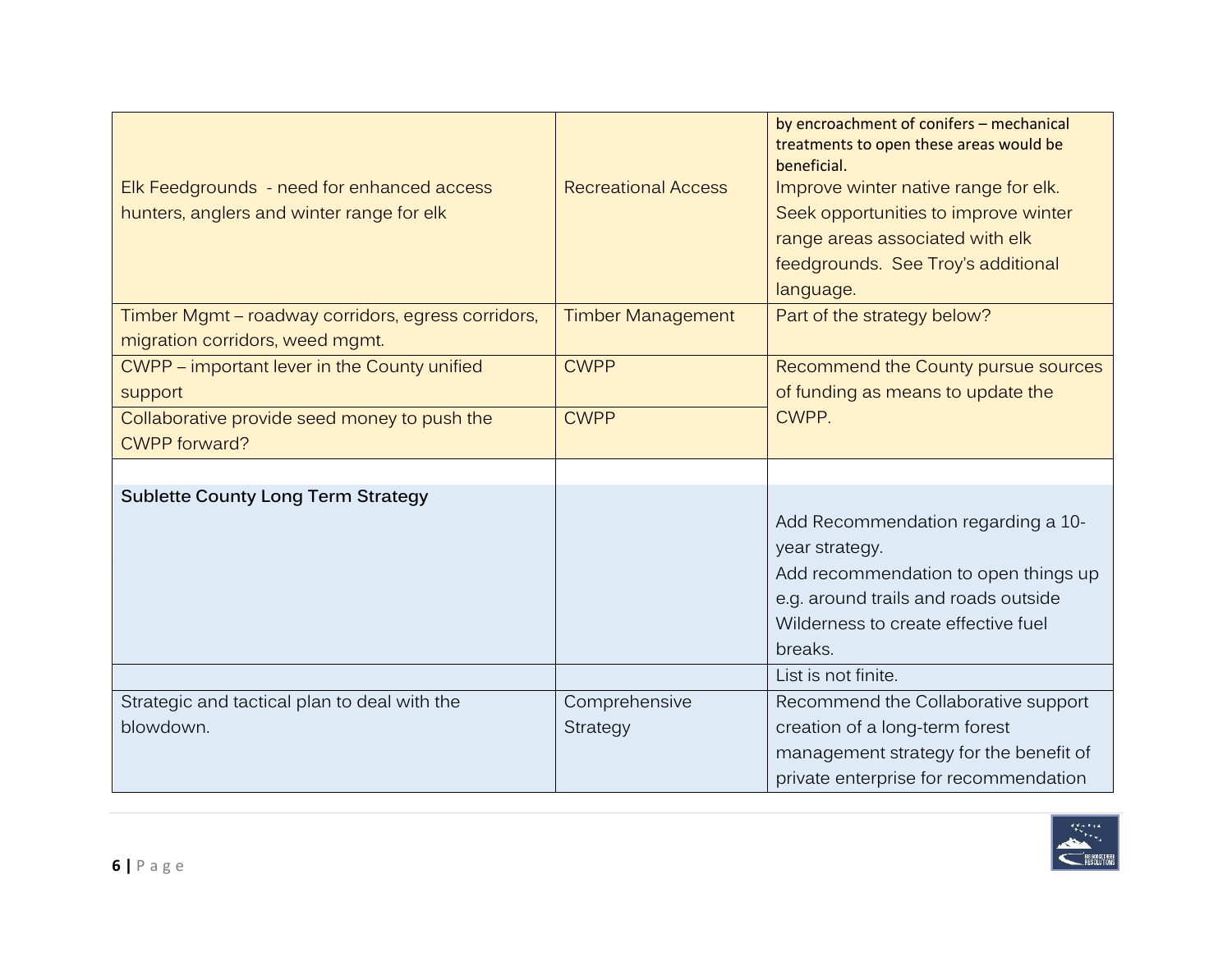| | | |
|---|---|---|
| Elk Feedgrounds - need for enhanced access hunters, anglers and winter range for elk | Recreational Access | by encroachment of conifers – mechanical treatments to open these areas would be beneficial. Improve winter native range for elk. Seek opportunities to improve winter range areas associated with elk feedgrounds. See Troy's additional language. |
| Timber Mgmt – roadway corridors, egress corridors, migration corridors, weed mgmt. | Timber Management | Part of the strategy below? |
| CWPP – important lever in the County unified support | CWPP | Recommend the County pursue sources of funding as means to update the CWPP. |
| Collaborative provide seed money to push the CWPP forward? | CWPP | |
| | | |
| **Sublette County Long Term Strategy** | | Add Recommendation regarding a 10-year strategy. Add recommendation to open things up e.g. around trails and roads outside Wilderness to create effective fuel breaks. |
| | | List is not finite. |
| Strategic and tactical plan to deal with the blowdown. | Comprehensive Strategy | Recommend the Collaborative support creation of a long-term forest management strategy for the benefit of private enterprise for recommendation |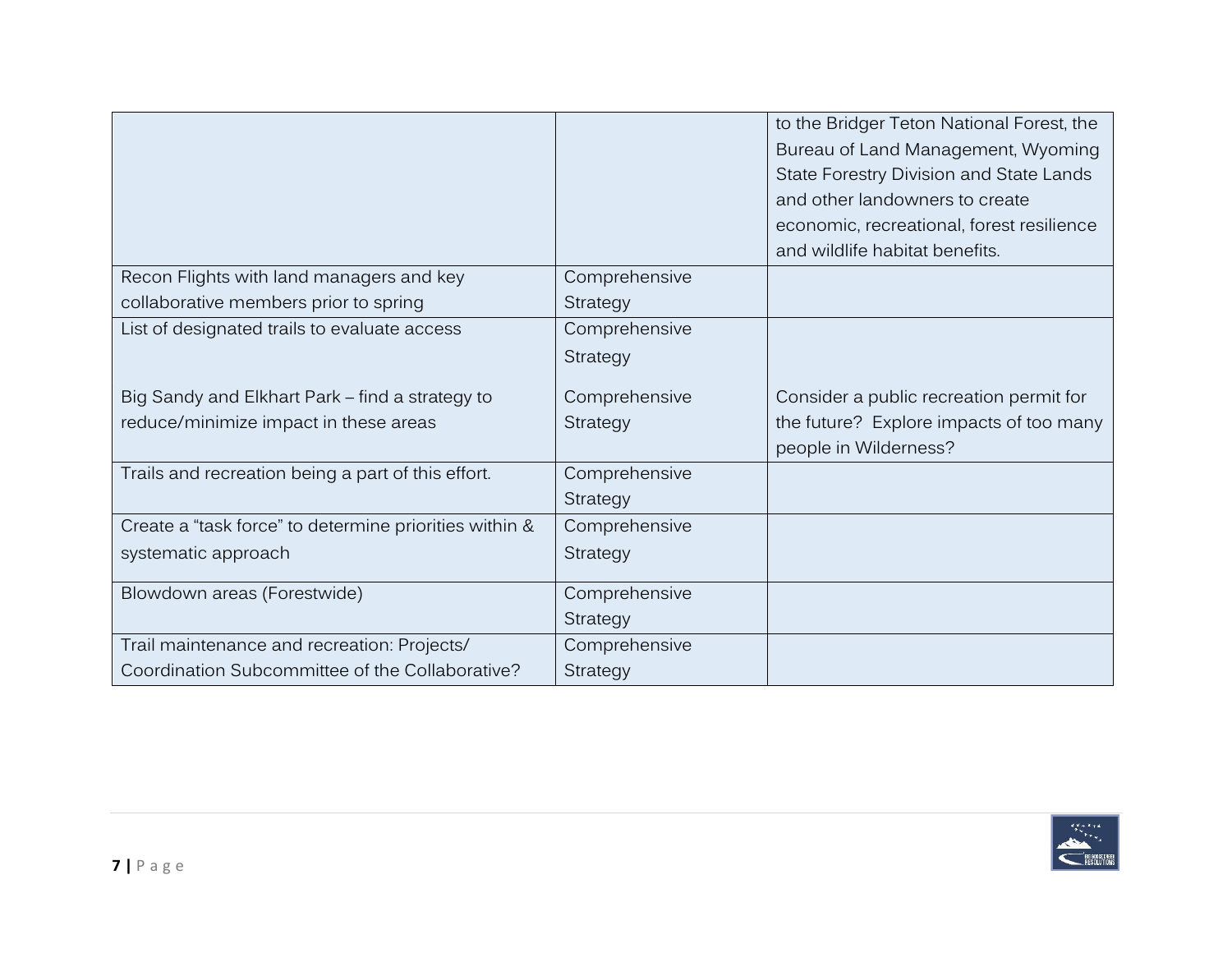| | | |
|---|---|---|
| | | to the Bridger Teton National Forest, the Bureau of Land Management, Wyoming State Forestry Division and State Lands and other landowners to create economic, recreational, forest resilience and wildlife habitat benefits. |
| Recon Flights with land managers and key collaborative members prior to spring | Comprehensive Strategy | |
| List of designated trails to evaluate access<br><br>Big Sandy and Elkhart Park – find a strategy to reduce/minimize impact in these areas | Comprehensive Strategy<br><br>Comprehensive Strategy | <br><br>Consider a public recreation permit for the future? Explore impacts of too many people in Wilderness? |
| Trails and recreation being a part of this effort. | Comprehensive Strategy | |
| Create a "task force" to determine priorities within & systematic approach | Comprehensive Strategy | |
| Blowdown areas (Forestwide) | Comprehensive Strategy | |
| Trail maintenance and recreation: Projects/ Coordination Subcommittee of the Collaborative? | Comprehensive Strategy | |